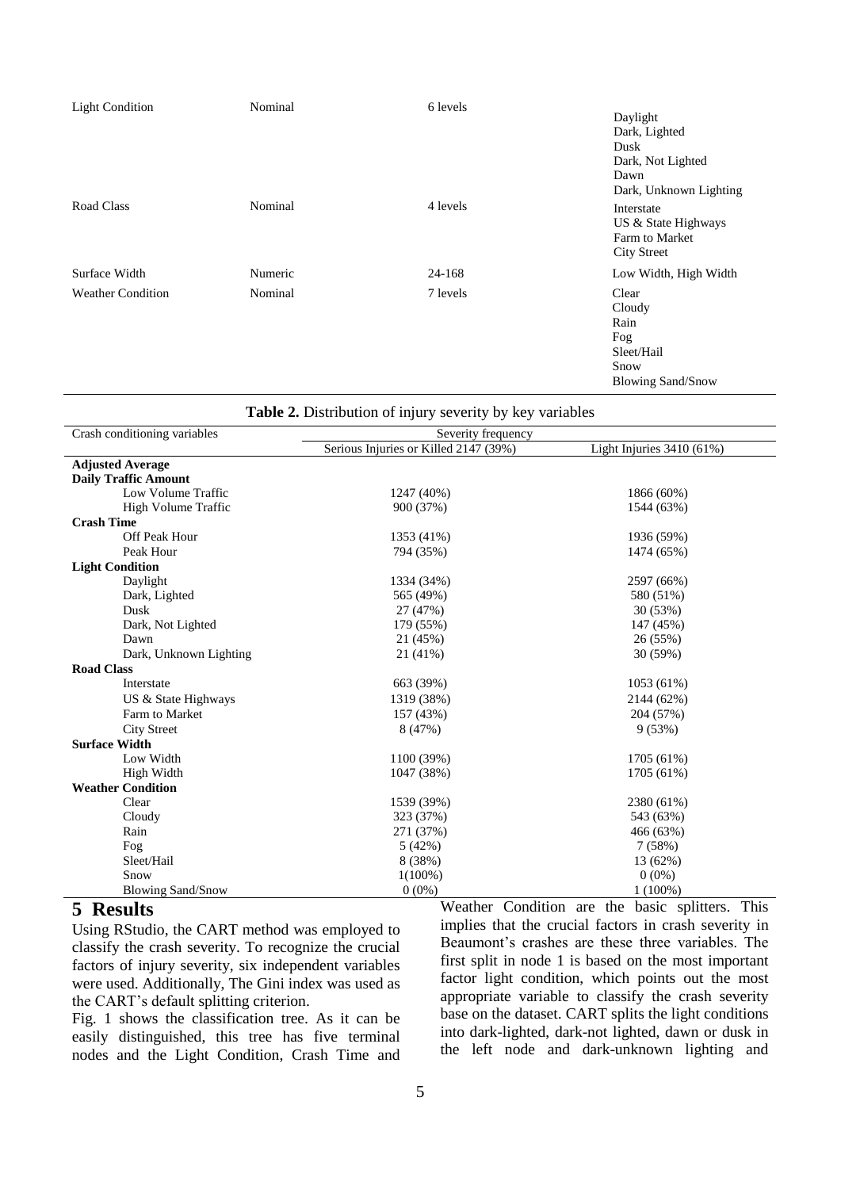| Light Condition | Nominal | 6 levels | Daylight<br>Dark, Lighted<br>Dusk<br>Dark, Not Lighted<br>Dawn<br>Dark, Unknown Lighting |
|---|---|---|---|
| Road Class | Nominal | 4 levels | Interstate<br>US & State Highways<br>Farm to Market<br>City Street |
| Surface Width | Numeric | 24-168 | Low Width, High Width |
| Weather Condition | Nominal | 7 levels | Clear<br>Cloudy<br>Rain<br>Fog<br>Sleet/Hail<br>Snow<br>Blowing Sand/Snow |

**Table 2.** Distribution of injury severity by key variables

| Crash conditioning variables | Severity frequency | |
|---|---|---|
| | Serious Injuries or Killed 2147 (39%) | Light Injuries 3410 (61%) |
| **Adjusted Average Daily Traffic Amount** | | |
| Low Volume Traffic | 1247 (40%) | 1866 (60%) |
| High Volume Traffic | 900 (37%) | 1544 (63%) |
| **Crash Time** | | |
| Off Peak Hour | 1353 (41%) | 1936 (59%) |
| Peak Hour | 794 (35%) | 1474 (65%) |
| **Light Condition** | | |
| Daylight | 1334 (34%) | 2597 (66%) |
| Dark, Lighted | 565 (49%) | 580 (51%) |
| Dusk | 27 (47%) | 30 (53%) |
| Dark, Not Lighted | 179 (55%) | 147 (45%) |
| Dawn | 21 (45%) | 26 (55%) |
| Dark, Unknown Lighting | 21 (41%) | 30 (59%) |
| **Road Class** | | |
| Interstate | 663 (39%) | 1053 (61%) |
| US & State Highways | 1319 (38%) | 2144 (62%) |
| Farm to Market | 157 (43%) | 204 (57%) |
| City Street | 8 (47%) | 9 (53%) |
| **Surface Width** | | |
| Low Width | 1100 (39%) | 1705 (61%) |
| High Width | 1047 (38%) | 1705 (61%) |
| **Weather Condition** | | |
| Clear | 1539 (39%) | 2380 (61%) |
| Cloudy | 323 (37%) | 543 (63%) |
| Rain | 271 (37%) | 466 (63%) |
| Fog | 5 (42%) | 7 (58%) |
| Sleet/Hail | 8 (38%) | 13 (62%) |
| Snow | 1(100%) | 0 (0%) |
| Blowing Sand/Snow | 0 (0%) | 1 (100%) |

## 5 Results

Using RStudio, the CART method was employed to classify the crash severity. To recognize the crucial factors of injury severity, six independent variables were used. Additionally, The Gini index was used as the CART's default splitting criterion.

Fig. 1 shows the classification tree. As it can be easily distinguished, this tree has five terminal nodes and the Light Condition, Crash Time and Weather Condition are the basic splitters. This implies that the crucial factors in crash severity in Beaumont's crashes are these three variables. The first split in node 1 is based on the most important factor light condition, which points out the most appropriate variable to classify the crash severity base on the dataset. CART splits the light conditions into dark-lighted, dark-not lighted, dawn or dusk in the left node and dark-unknown lighting and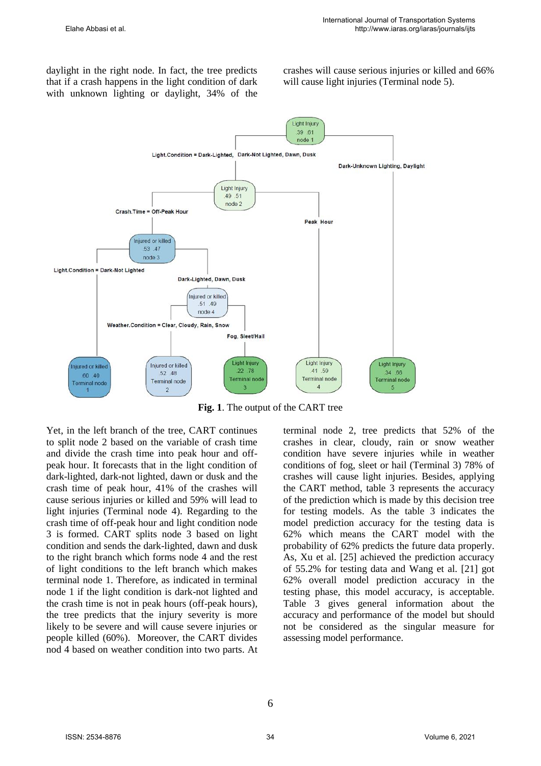daylight in the right node. In fact, the tree predicts that if a crash happens in the light condition of dark with unknown lighting or daylight, 34% of the crashes will cause serious injuries or killed and 66% will cause light injuries (Terminal node 5).

**Fig. 1**. The output of the CART tree

Yet, in the left branch of the tree, CART continues to split node 2 based on the variable of crash time and divide the crash time into peak hour and off-peak hour. It forecasts that in the light condition of dark-lighted, dark-not lighted, dawn or dusk and the crash time of peak hour, 41% of the crashes will cause serious injuries or killed and 59% will lead to light injuries (Terminal node 4). Regarding to the crash time of off-peak hour and light condition node 3 is formed. CART splits node 3 based on light condition and sends the dark-lighted, dawn and dusk to the right branch which forms node 4 and the rest of light conditions to the left branch which makes terminal node 1. Therefore, as indicated in terminal node 1 if the light condition is dark-not lighted and the crash time is not in peak hours (off-peak hours), the tree predicts that the injury severity is more likely to be severe and will cause severe injuries or people killed (60%). Moreover, the CART divides nod 4 based on weather condition into two parts. At terminal node 2, tree predicts that 52% of the crashes in clear, cloudy, rain or snow weather condition have severe injuries while in weather conditions of fog, sleet or hail (Terminal 3) 78% of crashes will cause light injuries. Besides, applying the CART method, table 3 represents the accuracy of the prediction which is made by this decision tree for testing models. As the table 3 indicates the model prediction accuracy for the testing data is 62% which means the CART model with the probability of 62% predicts the future data properly. As, Xu et al. [25] achieved the prediction accuracy of 55.2% for testing data and Wang et al. [21] got 62% overall model prediction accuracy in the testing phase, this model accuracy, is acceptable. Table 3 gives general information about the accuracy and performance of the model but should not be considered as the singular measure for assessing model performance.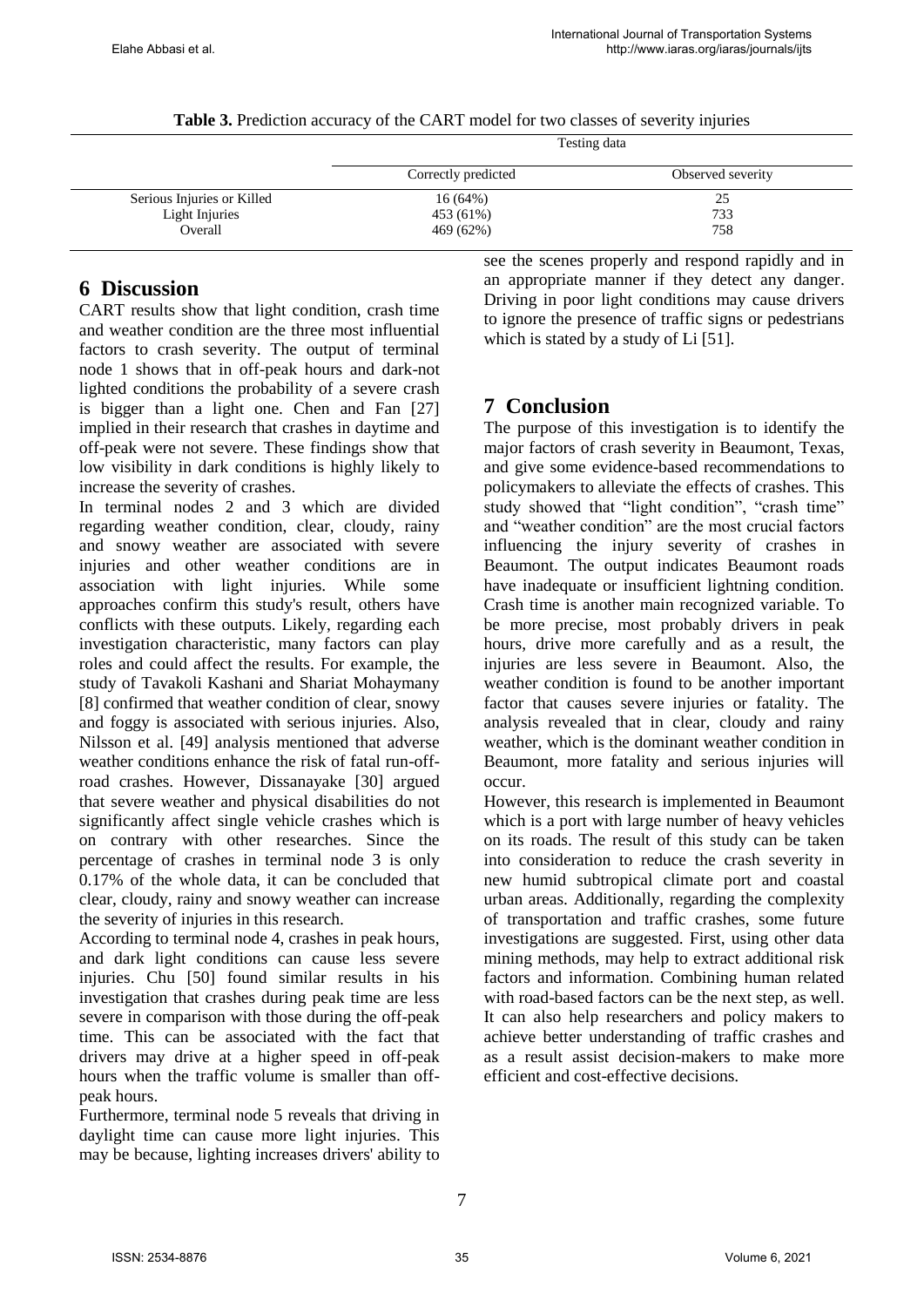**Table 3.** Prediction accuracy of the CART model for two classes of severity injuries

| | Testing data | |
|---|---|---|
| | Correctly predicted | Observed severity |
| Serious Injuries or Killed | 16 (64%) | 25 |
| Light Injuries | 453 (61%) | 733 |
| Overall | 469 (62%) | 758 |

## 6 Discussion

CART results show that light condition, crash time and weather condition are the three most influential factors to crash severity. The output of terminal node 1 shows that in off-peak hours and dark-not lighted conditions the probability of a severe crash is bigger than a light one. Chen and Fan [27] implied in their research that crashes in daytime and off-peak were not severe. These findings show that low visibility in dark conditions is highly likely to increase the severity of crashes.

In terminal nodes 2 and 3 which are divided regarding weather condition, clear, cloudy, rainy and snowy weather are associated with severe injuries and other weather conditions are in association with light injuries. While some approaches confirm this study's result, others have conflicts with these outputs. Likely, regarding each investigation characteristic, many factors can play roles and could affect the results. For example, the study of Tavakoli Kashani and Shariat Mohaymany [8] confirmed that weather condition of clear, snowy and foggy is associated with serious injuries. Also, Nilsson et al. [49] analysis mentioned that adverse weather conditions enhance the risk of fatal run-off-road crashes. However, Dissanayake [30] argued that severe weather and physical disabilities do not significantly affect single vehicle crashes which is on contrary with other researches. Since the percentage of crashes in terminal node 3 is only 0.17% of the whole data, it can be concluded that clear, cloudy, rainy and snowy weather can increase the severity of injuries in this research.

According to terminal node 4, crashes in peak hours, and dark light conditions can cause less severe injuries. Chu [50] found similar results in his investigation that crashes during peak time are less severe in comparison with those during the off-peak time. This can be associated with the fact that drivers may drive at a higher speed in off-peak hours when the traffic volume is smaller than off-peak hours.

Furthermore, terminal node 5 reveals that driving in daylight time can cause more light injuries. This may be because, lighting increases drivers' ability to see the scenes properly and respond rapidly and in an appropriate manner if they detect any danger. Driving in poor light conditions may cause drivers to ignore the presence of traffic signs or pedestrians which is stated by a study of Li [51].

## 7 Conclusion

The purpose of this investigation is to identify the major factors of crash severity in Beaumont, Texas, and give some evidence-based recommendations to policymakers to alleviate the effects of crashes. This study showed that "light condition", "crash time" and "weather condition" are the most crucial factors influencing the injury severity of crashes in Beaumont. The output indicates Beaumont roads have inadequate or insufficient lightning condition. Crash time is another main recognized variable. To be more precise, most probably drivers in peak hours, drive more carefully and as a result, the injuries are less severe in Beaumont. Also, the weather condition is found to be another important factor that causes severe injuries or fatality. The analysis revealed that in clear, cloudy and rainy weather, which is the dominant weather condition in Beaumont, more fatality and serious injuries will occur.

However, this research is implemented in Beaumont which is a port with large number of heavy vehicles on its roads. The result of this study can be taken into consideration to reduce the crash severity in new humid subtropical climate port and coastal urban areas. Additionally, regarding the complexity of transportation and traffic crashes, some future investigations are suggested. First, using other data mining methods, may help to extract additional risk factors and information. Combining human related with road-based factors can be the next step, as well. It can also help researchers and policy makers to achieve better understanding of traffic crashes and as a result assist decision-makers to make more efficient and cost-effective decisions.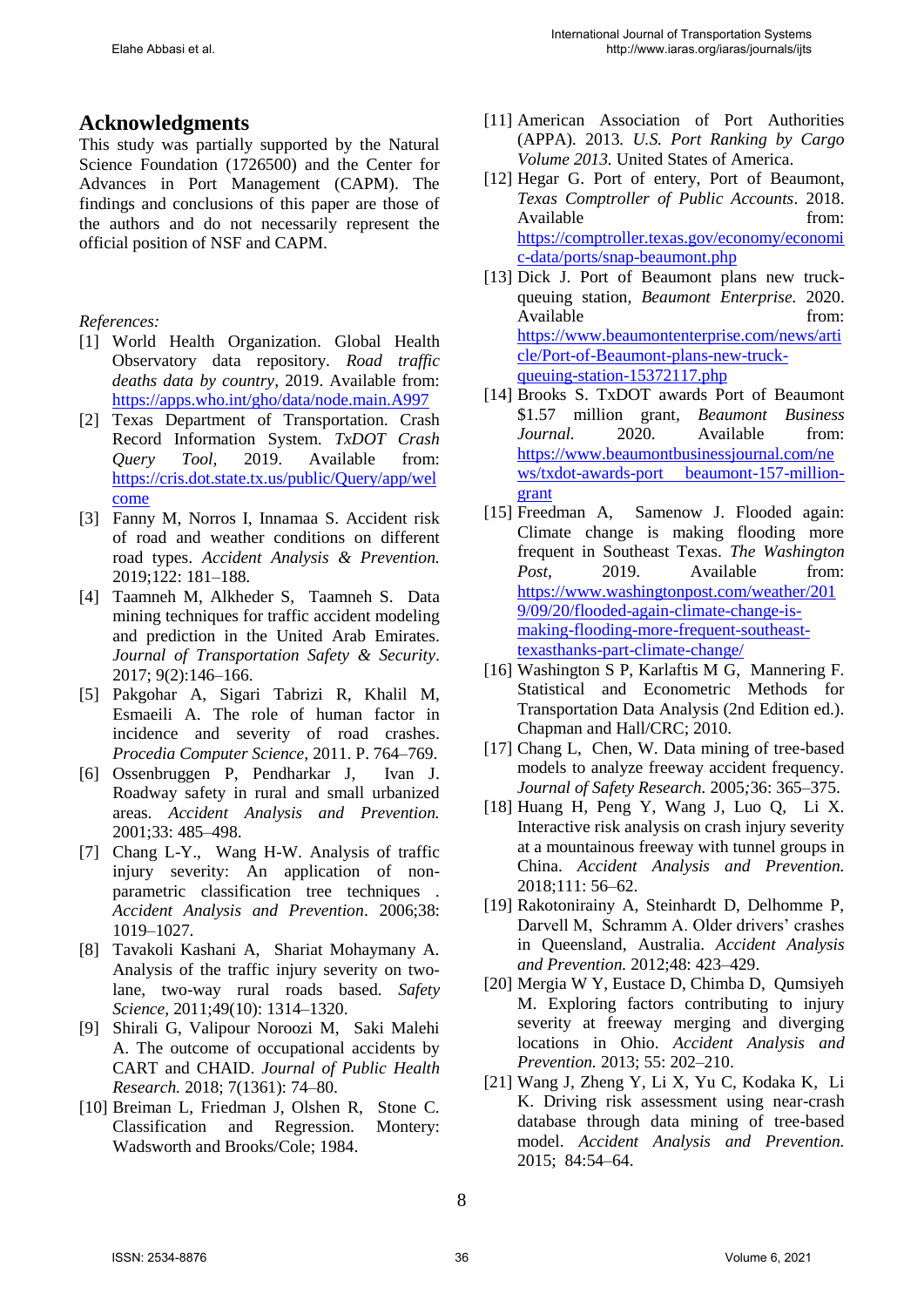## Acknowledgments

This study was partially supported by the Natural Science Foundation (1726500) and the Center for Advances in Port Management (CAPM). The findings and conclusions of this paper are those of the authors and do not necessarily represent the official position of NSF and CAPM.

*References:*

[1] World Health Organization. Global Health Observatory data repository. *Road traffic deaths data by country*, 2019. Available from: https://apps.who.int/gho/data/node.main.A997

[2] Texas Department of Transportation. Crash Record Information System. *TxDOT Crash Query Tool*, 2019. Available from: https://cris.dot.state.tx.us/public/Query/app/welcome

[3] Fanny M, Norros I, Innamaa S. Accident risk of road and weather conditions on different road types. *Accident Analysis & Prevention.* 2019;122: 181–188.

[4] Taamneh M, Alkheder S, Taamneh S. Data mining techniques for traffic accident modeling and prediction in the United Arab Emirates. *Journal of Transportation Safety & Security*. 2017; 9(2):146–166.

[5] Pakgohar A, Sigari Tabrizi R, Khalil M, Esmaeili A. The role of human factor in incidence and severity of road crashes. *Procedia Computer Science*, 2011. P. 764–769.

[6] Ossenbruggen P, Pendharkar J, Ivan J. Roadway safety in rural and small urbanized areas. *Accident Analysis and Prevention.* 2001;33: 485–498.

[7] Chang L-Y., Wang H-W. Analysis of traffic injury severity: An application of non-parametric classification tree techniques . *Accident Analysis and Prevention*. 2006;38: 1019–1027.

[8] Tavakoli Kashani A, Shariat Mohaymany A. Analysis of the traffic injury severity on two-lane, two-way rural roads based. *Safety Science*, 2011;49(10): 1314–1320.

[9] Shirali G, Valipour Noroozi M, Saki Malehi A. The outcome of occupational accidents by CART and CHAID. *Journal of Public Health Research.* 2018; 7(1361): 74–80.

[10] Breiman L, Friedman J, Olshen R, Stone C. Classification and Regression. Montery: Wadsworth and Brooks/Cole; 1984.

[11] American Association of Port Authorities (APPA). 2013. *U.S. Port Ranking by Cargo Volume 2013.* United States of America.

[12] Hegar G. Port of entery, Port of Beaumont, *Texas Comptroller of Public Accounts*. 2018. Available from: https://comptroller.texas.gov/economy/economic-data/ports/snap-beaumont.php

[13] Dick J. Port of Beaumont plans new truck-queuing station, *Beaumont Enterprise.* 2020. Available from: https://www.beaumontenterprise.com/news/article/Port-of-Beaumont-plans-new-truck-queuing-station-15372117.php

[14] Brooks S. TxDOT awards Port of Beaumont $1.57 million grant, *Beaumont Business Journal.* 2020. Available from: https://www.beaumontbusinessjournal.com/news/txdot-awards-port beaumont-157-million-grant

[15] Freedman A, Samenow J. Flooded again: Climate change is making flooding more frequent in Southeast Texas. *The Washington Post*, 2019. Available from: https://www.washingtonpost.com/weather/2019/09/20/flooded-again-climate-change-is-making-flooding-more-frequent-southeast-texasthanks-part-climate-change/

[16] Washington S P, Karlaftis M G, Mannering F. Statistical and Econometric Methods for Transportation Data Analysis (2nd Edition ed.). Chapman and Hall/CRC; 2010.

[17] Chang L, Chen, W. Data mining of tree-based models to analyze freeway accident frequency. *Journal of Safety Research.* 2005*;*36: 365–375.

[18] Huang H, Peng Y, Wang J, Luo Q, Li X. Interactive risk analysis on crash injury severity at a mountainous freeway with tunnel groups in China. *Accident Analysis and Prevention.* 2018;111: 56–62.

[19] Rakotonirainy A, Steinhardt D, Delhomme P, Darvell M, Schramm A. Older drivers' crashes in Queensland, Australia. *Accident Analysis and Prevention.* 2012;48: 423–429.

[20] Mergia W Y, Eustace D, Chimba D, Qumsiyeh M. Exploring factors contributing to injury severity at freeway merging and diverging locations in Ohio. *Accident Analysis and Prevention.* 2013; 55: 202–210.

[21] Wang J, Zheng Y, Li X, Yu C, Kodaka K, Li K. Driving risk assessment using near-crash database through data mining of tree-based model. *Accident Analysis and Prevention.* 2015; 84:54–64.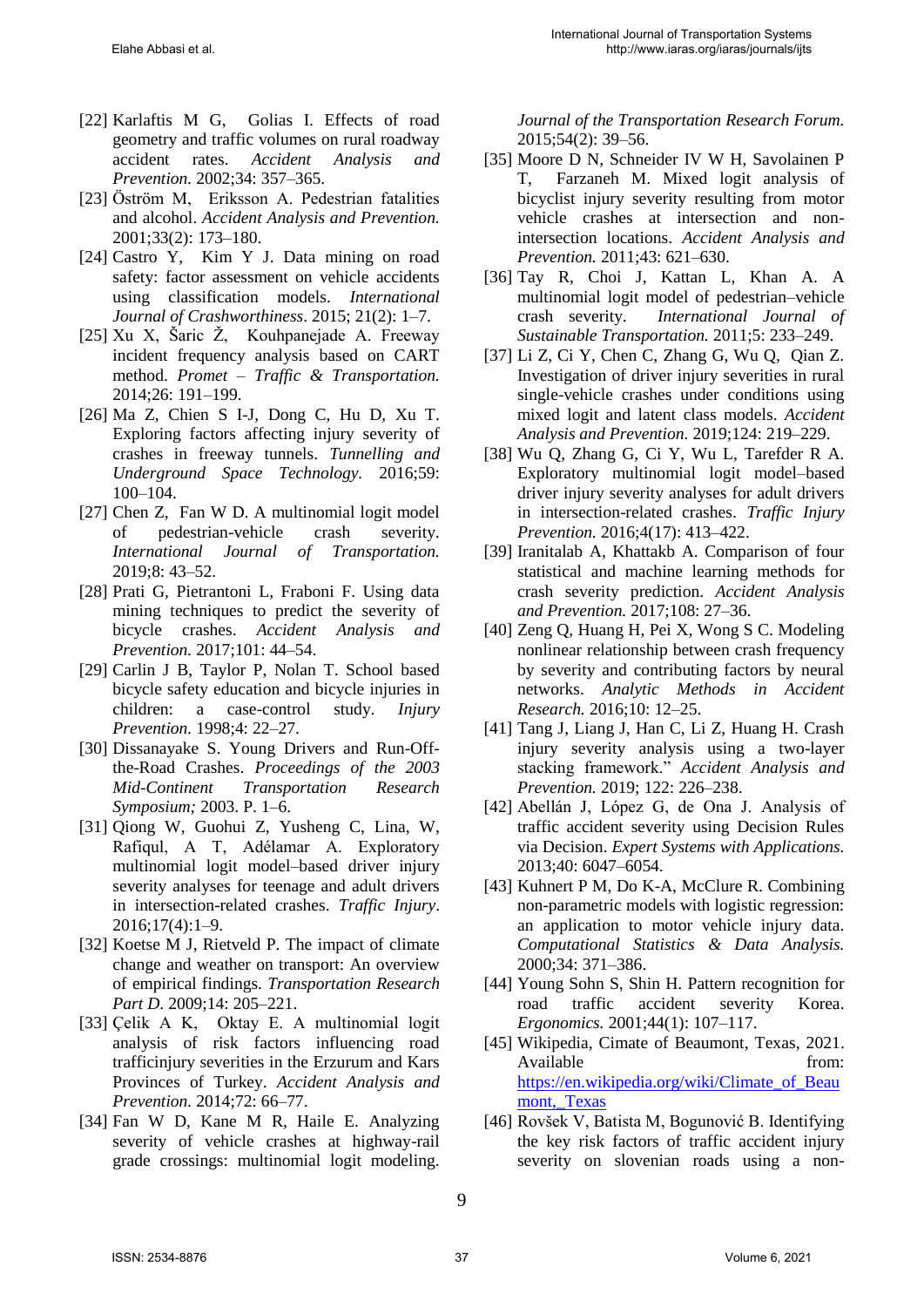[22] Karlaftis M G, Golias I. Effects of road geometry and traffic volumes on rural roadway accident rates. *Accident Analysis and Prevention.* 2002;34: 357–365.

[23] Öström M, Eriksson A. Pedestrian fatalities and alcohol. *Accident Analysis and Prevention.* 2001;33(2): 173–180.

[24] Castro Y, Kim Y J. Data mining on road safety: factor assessment on vehicle accidents using classification models. *International Journal of Crashworthiness*. 2015; 21(2): 1–7.

[25] Xu X, Šaric Ž, Kouhpanejade A. Freeway incident frequency analysis based on CART method. *Promet – Traffic & Transportation.* 2014;26: 191–199.

[26] Ma Z, Chien S I-J, Dong C, Hu D, Xu T. Exploring factors affecting injury severity of crashes in freeway tunnels. *Tunnelling and Underground Space Technology.* 2016;59: 100–104.

[27] Chen Z, Fan W D. A multinomial logit model of pedestrian-vehicle crash severity. *International Journal of Transportation.* 2019;8: 43–52.

[28] Prati G, Pietrantoni L, Fraboni F. Using data mining techniques to predict the severity of bicycle crashes. *Accident Analysis and Prevention.* 2017;101: 44–54.

[29] Carlin J B, Taylor P, Nolan T. School based bicycle safety education and bicycle injuries in children: a case-control study. *Injury Prevention.* 1998;4: 22–27.

[30] Dissanayake S. Young Drivers and Run-Off-the-Road Crashes. *Proceedings of the 2003 Mid-Continent Transportation Research Symposium;* 2003. P. 1–6.

[31] Qiong W, Guohui Z, Yusheng C, Lina, W, Rafiqul, A T, Adélamar A. Exploratory multinomial logit model–based driver injury severity analyses for teenage and adult drivers in intersection-related crashes. *Traffic Injury*. 2016;17(4):1–9.

[32] Koetse M J, Rietveld P. The impact of climate change and weather on transport: An overview of empirical findings. *Transportation Research Part D.* 2009;14: 205–221.

[33] Çelik A K, Oktay E. A multinomial logit analysis of risk factors influencing road trafficinjury severities in the Erzurum and Kars Provinces of Turkey. *Accident Analysis and Prevention.* 2014;72: 66–77.

[34] Fan W D, Kane M R, Haile E. Analyzing severity of vehicle crashes at highway-rail grade crossings: multinomial logit modeling. *Journal of the Transportation Research Forum.* 2015;54(2): 39–56.

[35] Moore D N, Schneider IV W H, Savolainen P T, Farzaneh M. Mixed logit analysis of bicyclist injury severity resulting from motor vehicle crashes at intersection and non-intersection locations. *Accident Analysis and Prevention.* 2011;43: 621–630.

[36] Tay R, Choi J, Kattan L, Khan A. A multinomial logit model of pedestrian–vehicle crash severity. *International Journal of Sustainable Transportation.* 2011;5: 233–249.

[37] Li Z, Ci Y, Chen C, Zhang G, Wu Q, Qian Z. Investigation of driver injury severities in rural single-vehicle crashes under conditions using mixed logit and latent class models. *Accident Analysis and Prevention.* 2019;124: 219–229.

[38] Wu Q, Zhang G, Ci Y, Wu L, Tarefder R A. Exploratory multinomial logit model–based driver injury severity analyses for adult drivers in intersection-related crashes. *Traffic Injury Prevention.* 2016;4(17): 413–422.

[39] Iranitalab A, Khattakb A. Comparison of four statistical and machine learning methods for crash severity prediction. *Accident Analysis and Prevention.* 2017;108: 27–36.

[40] Zeng Q, Huang H, Pei X, Wong S C. Modeling nonlinear relationship between crash frequency by severity and contributing factors by neural networks. *Analytic Methods in Accident Research.* 2016;10: 12–25.

[41] Tang J, Liang J, Han C, Li Z, Huang H. Crash injury severity analysis using a two-layer stacking framework." *Accident Analysis and Prevention.* 2019; 122: 226–238.

[42] Abellán J, López G, de Ona J. Analysis of traffic accident severity using Decision Rules via Decision. *Expert Systems with Applications.* 2013;40: 6047–6054.

[43] Kuhnert P M, Do K-A, McClure R. Combining non-parametric models with logistic regression: an application to motor vehicle injury data. *Computational Statistics & Data Analysis.* 2000;34: 371–386.

[44] Young Sohn S, Shin H. Pattern recognition for road traffic accident severity Korea. *Ergonomics.* 2001;44(1): 107–117.

[45] Wikipedia, Cimate of Beaumont, Texas, 2021. Available from: [https://en.wikipedia.org/wiki/Climate_of_Beaumont,_Texas](https://en.wikipedia.org/wiki/Climate_of_Beaumont,_Texas)

[46] Rovšek V, Batista M, Bogunović B. Identifying the key risk factors of traffic accident injury severity on slovenian roads using a non-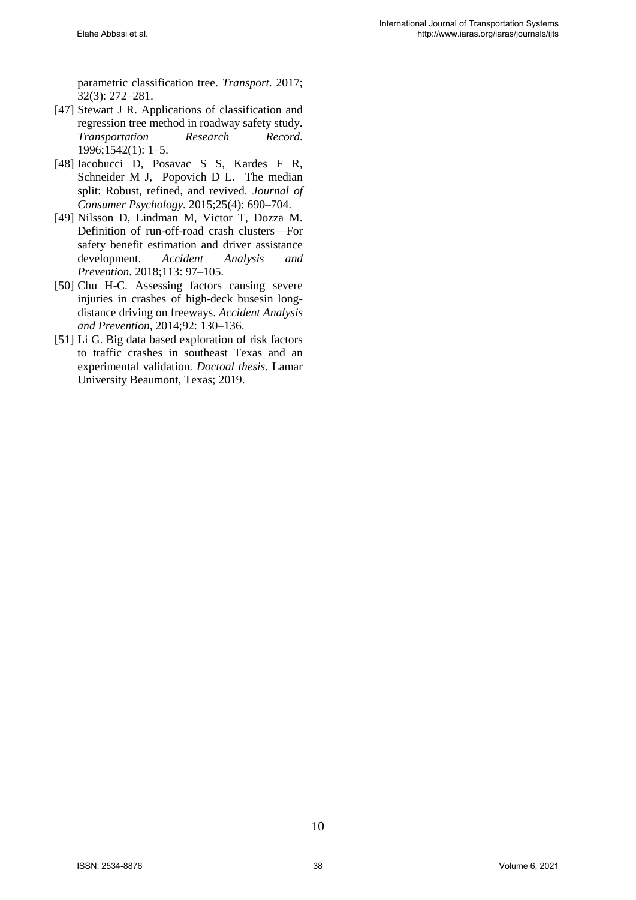parametric classification tree. *Transport.* 2017; 32(3): 272–281.

[47] Stewart J R. Applications of classification and regression tree method in roadway safety study. *Transportation Research Record.* 1996;1542(1): 1–5.

[48] Iacobucci D, Posavac S S, Kardes F R, Schneider M J, Popovich D L. The median split: Robust, refined, and revived. *Journal of Consumer Psychology.* 2015;25(4): 690–704.

[49] Nilsson D, Lindman M, Victor T, Dozza M. Definition of run-off-road crash clusters—For safety benefit estimation and driver assistance development. *Accident Analysis and Prevention.* 2018;113: 97–105.

[50] Chu H-C. Assessing factors causing severe injuries in crashes of high-deck busesin long-distance driving on freeways. *Accident Analysis and Prevention*, 2014;92: 130–136.

[51] Li G. Big data based exploration of risk factors to traffic crashes in southeast Texas and an experimental validation. *Doctoal thesis*. Lamar University Beaumont, Texas; 2019.